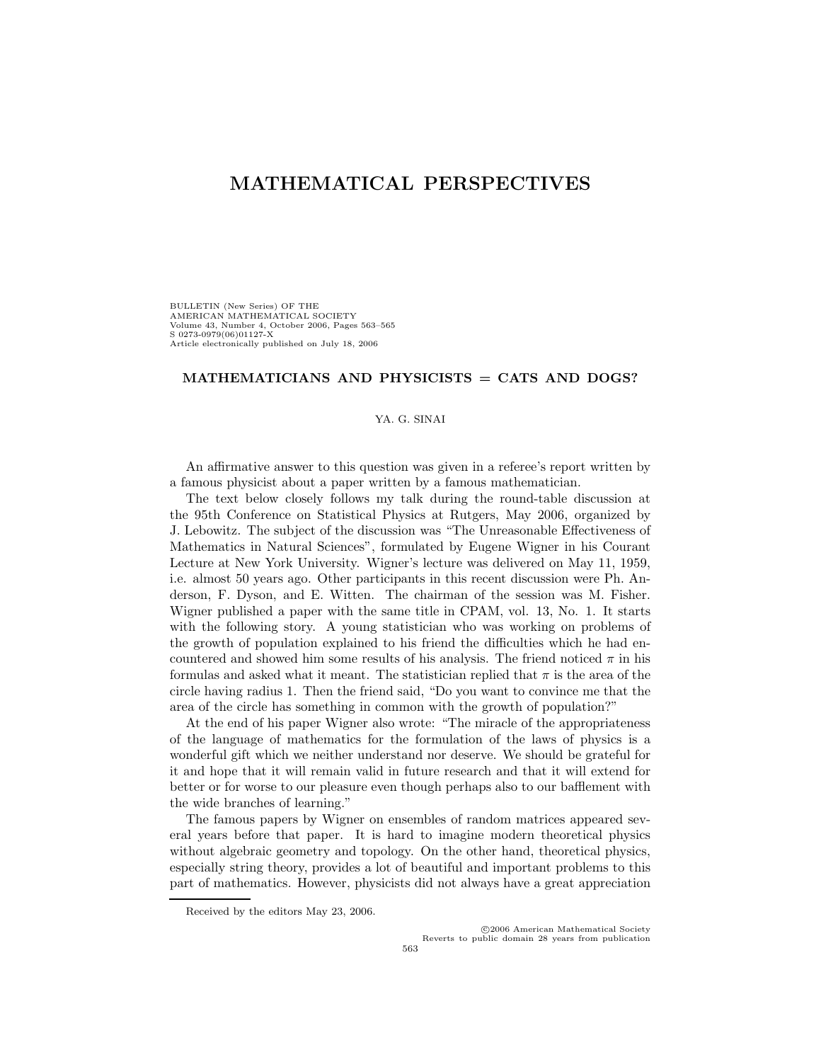# MATHEMATICAL PERSPECTIVES

BULLETIN (New Series) OF THE
AMERICAN MATHEMATICAL SOCIETY
Volume 43, Number 4, October 2006, Pages 563–565
S 0273-0979(06)01127-X
Article electronically published on July 18, 2006

## MATHEMATICIANS AND PHYSICISTS = CATS AND DOGS?

YA. G. SINAI

An affirmative answer to this question was given in a referee's report written by a famous physicist about a paper written by a famous mathematician.

The text below closely follows my talk during the round-table discussion at the 95th Conference on Statistical Physics at Rutgers, May 2006, organized by J. Lebowitz. The subject of the discussion was "The Unreasonable Effectiveness of Mathematics in Natural Sciences", formulated by Eugene Wigner in his Courant Lecture at New York University. Wigner's lecture was delivered on May 11, 1959, i.e. almost 50 years ago. Other participants in this recent discussion were Ph. Anderson, F. Dyson, and E. Witten. The chairman of the session was M. Fisher. Wigner published a paper with the same title in CPAM, vol. 13, No. 1. It starts with the following story. A young statistician who was working on problems of the growth of population explained to his friend the difficulties which he had encountered and showed him some results of his analysis. The friend noticed $\pi$ in his formulas and asked what it meant. The statistician replied that $\pi$ is the area of the circle having radius 1. Then the friend said, "Do you want to convince me that the area of the circle has something in common with the growth of population?"

At the end of his paper Wigner also wrote: "The miracle of the appropriateness of the language of mathematics for the formulation of the laws of physics is a wonderful gift which we neither understand nor deserve. We should be grateful for it and hope that it will remain valid in future research and that it will extend for better or for worse to our pleasure even though perhaps also to our bafflement with the wide branches of learning."

The famous papers by Wigner on ensembles of random matrices appeared several years before that paper. It is hard to imagine modern theoretical physics without algebraic geometry and topology. On the other hand, theoretical physics, especially string theory, provides a lot of beautiful and important problems to this part of mathematics. However, physicists did not always have a great appreciation

Received by the editors May 23, 2006.

©2006 American Mathematical Society
Reverts to public domain 28 years from publication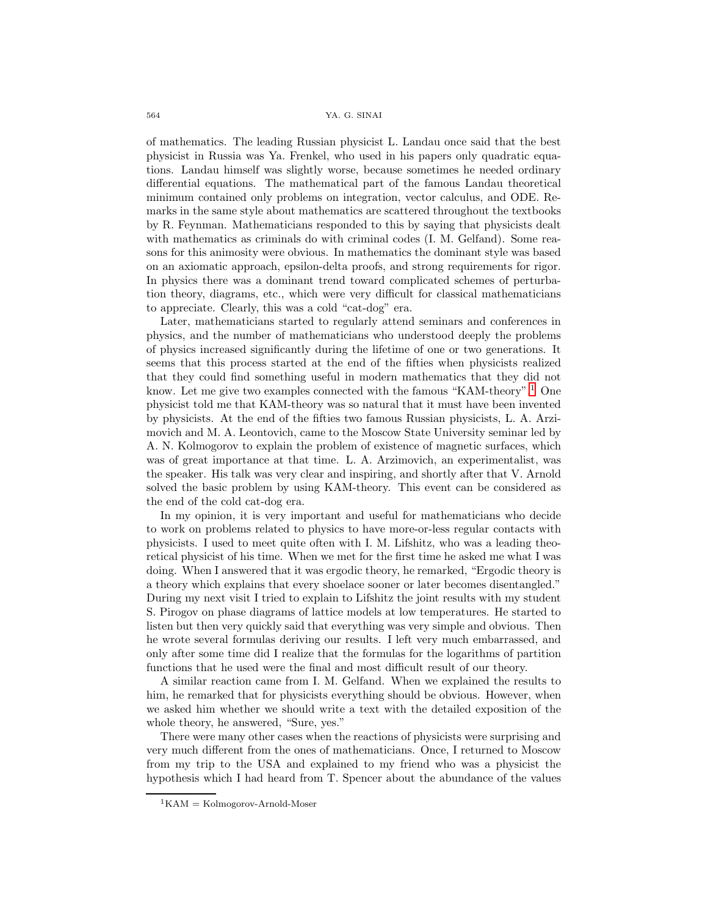of mathematics. The leading Russian physicist L. Landau once said that the best physicist in Russia was Ya. Frenkel, who used in his papers only quadratic equations. Landau himself was slightly worse, because sometimes he needed ordinary differential equations. The mathematical part of the famous Landau theoretical minimum contained only problems on integration, vector calculus, and ODE. Remarks in the same style about mathematics are scattered throughout the textbooks by R. Feynman. Mathematicians responded to this by saying that physicists dealt with mathematics as criminals do with criminal codes (I. M. Gelfand). Some reasons for this animosity were obvious. In mathematics the dominant style was based on an axiomatic approach, epsilon-delta proofs, and strong requirements for rigor. In physics there was a dominant trend toward complicated schemes of perturbation theory, diagrams, etc., which were very difficult for classical mathematicians to appreciate. Clearly, this was a cold "cat-dog" era.

Later, mathematicians started to regularly attend seminars and conferences in physics, and the number of mathematicians who understood deeply the problems of physics increased significantly during the lifetime of one or two generations. It seems that this process started at the end of the fifties when physicists realized that they could find something useful in modern mathematics that they did not know. Let me give two examples connected with the famous "KAM-theory".[1] One physicist told me that KAM-theory was so natural that it must have been invented by physicists. At the end of the fifties two famous Russian physicists, L. A. Arzimovich and M. A. Leontovich, came to the Moscow State University seminar led by A. N. Kolmogorov to explain the problem of existence of magnetic surfaces, which was of great importance at that time. L. A. Arzimovich, an experimentalist, was the speaker. His talk was very clear and inspiring, and shortly after that V. Arnold solved the basic problem by using KAM-theory. This event can be considered as the end of the cold cat-dog era.

In my opinion, it is very important and useful for mathematicians who decide to work on problems related to physics to have more-or-less regular contacts with physicists. I used to meet quite often with I. M. Lifshitz, who was a leading theoretical physicist of his time. When we met for the first time he asked me what I was doing. When I answered that it was ergodic theory, he remarked, "Ergodic theory is a theory which explains that every shoelace sooner or later becomes disentangled." During my next visit I tried to explain to Lifshitz the joint results with my student S. Pirogov on phase diagrams of lattice models at low temperatures. He started to listen but then very quickly said that everything was very simple and obvious. Then he wrote several formulas deriving our results. I left very much embarrassed, and only after some time did I realize that the formulas for the logarithms of partition functions that he used were the final and most difficult result of our theory.

A similar reaction came from I. M. Gelfand. When we explained the results to him, he remarked that for physicists everything should be obvious. However, when we asked him whether we should write a text with the detailed exposition of the whole theory, he answered, "Sure, yes."

There were many other cases when the reactions of physicists were surprising and very much different from the ones of mathematicians. Once, I returned to Moscow from my trip to the USA and explained to my friend who was a physicist the hypothesis which I had heard from T. Spencer about the abundance of the values

[1] KAM = Kolmogorov-Arnold-Moser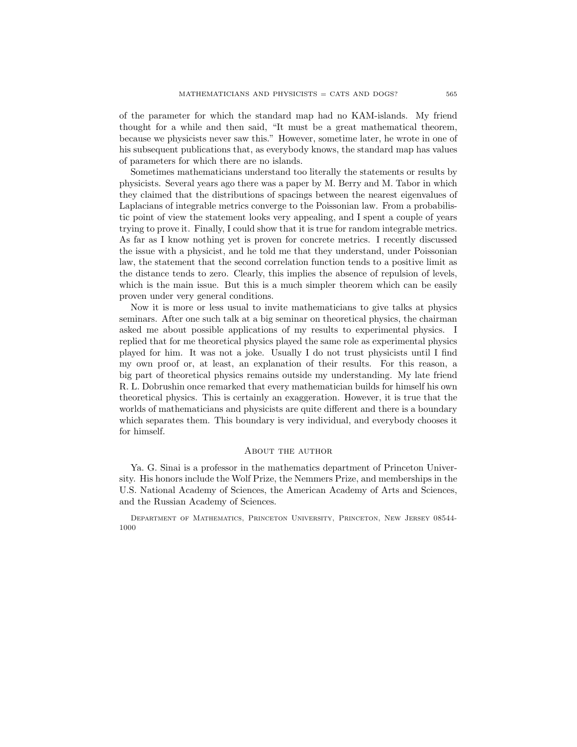of the parameter for which the standard map had no KAM-islands. My friend thought for a while and then said, "It must be a great mathematical theorem, because we physicists never saw this." However, sometime later, he wrote in one of his subsequent publications that, as everybody knows, the standard map has values of parameters for which there are no islands.

Sometimes mathematicians understand too literally the statements or results by physicists. Several years ago there was a paper by M. Berry and M. Tabor in which they claimed that the distributions of spacings between the nearest eigenvalues of Laplacians of integrable metrics converge to the Poissonian law. From a probabilistic point of view the statement looks very appealing, and I spent a couple of years trying to prove it. Finally, I could show that it is true for random integrable metrics. As far as I know nothing yet is proven for concrete metrics. I recently discussed the issue with a physicist, and he told me that they understand, under Poissonian law, the statement that the second correlation function tends to a positive limit as the distance tends to zero. Clearly, this implies the absence of repulsion of levels, which is the main issue. But this is a much simpler theorem which can be easily proven under very general conditions.

Now it is more or less usual to invite mathematicians to give talks at physics seminars. After one such talk at a big seminar on theoretical physics, the chairman asked me about possible applications of my results to experimental physics. I replied that for me theoretical physics played the same role as experimental physics played for him. It was not a joke. Usually I do not trust physicists until I find my own proof or, at least, an explanation of their results. For this reason, a big part of theoretical physics remains outside my understanding. My late friend R. L. Dobrushin once remarked that every mathematician builds for himself his own theoretical physics. This is certainly an exaggeration. However, it is true that the worlds of mathematicians and physicists are quite different and there is a boundary which separates them. This boundary is very individual, and everybody chooses it for himself.

## About the author

Ya. G. Sinai is a professor in the mathematics department of Princeton University. His honors include the Wolf Prize, the Nemmers Prize, and memberships in the U.S. National Academy of Sciences, the American Academy of Arts and Sciences, and the Russian Academy of Sciences.

Department of Mathematics, Princeton University, Princeton, New Jersey 08544-1000